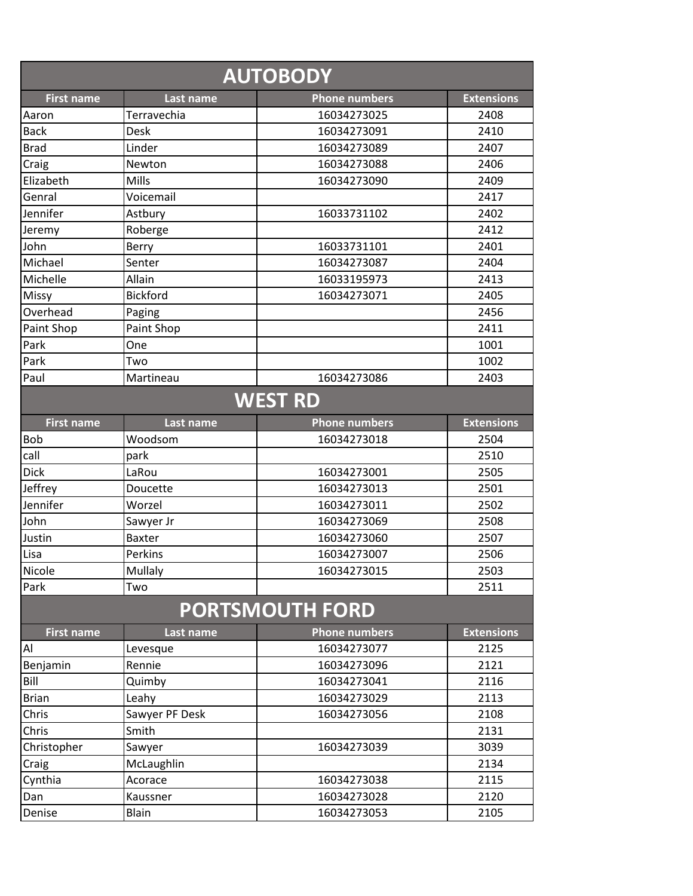## AUTOBODY

| First name | Last name | Phone numbers | Extensions |
|---|---|---|---|
| Aaron | Terravechia | 16034273025 | 2408 |
| Back | Desk | 16034273091 | 2410 |
| Brad | Linder | 16034273089 | 2407 |
| Craig | Newton | 16034273088 | 2406 |
| Elizabeth | Mills | 16034273090 | 2409 |
| Genral | Voicemail | | 2417 |
| Jennifer | Astbury | 16033731102 | 2402 |
| Jeremy | Roberge | | 2412 |
| John | Berry | 16033731101 | 2401 |
| Michael | Senter | 16034273087 | 2404 |
| Michelle | Allain | 16033195973 | 2413 |
| Missy | Bickford | 16034273071 | 2405 |
| Overhead | Paging | | 2456 |
| Paint Shop | Paint Shop | | 2411 |
| Park | One | | 1001 |
| Park | Two | | 1002 |
| Paul | Martineau | 16034273086 | 2403 |

## WEST RD

| First name | Last name | Phone numbers | Extensions |
|---|---|---|---|
| Bob | Woodsom | 16034273018 | 2504 |
| call | park | | 2510 |
| Dick | LaRou | 16034273001 | 2505 |
| Jeffrey | Doucette | 16034273013 | 2501 |
| Jennifer | Worzel | 16034273011 | 2502 |
| John | Sawyer Jr | 16034273069 | 2508 |
| Justin | Baxter | 16034273060 | 2507 |
| Lisa | Perkins | 16034273007 | 2506 |
| Nicole | Mullaly | 16034273015 | 2503 |
| Park | Two | | 2511 |

## PORTSMOUTH FORD

| First name | Last name | Phone numbers | Extensions |
|---|---|---|---|
| Al | Levesque | 16034273077 | 2125 |
| Benjamin | Rennie | 16034273096 | 2121 |
| Bill | Quimby | 16034273041 | 2116 |
| Brian | Leahy | 16034273029 | 2113 |
| Chris | Sawyer PF Desk | 16034273056 | 2108 |
| Chris | Smith | | 2131 |
| Christopher | Sawyer | 16034273039 | 3039 |
| Craig | McLaughlin | | 2134 |
| Cynthia | Acorace | 16034273038 | 2115 |
| Dan | Kaussner | 16034273028 | 2120 |
| Denise | Blain | 16034273053 | 2105 |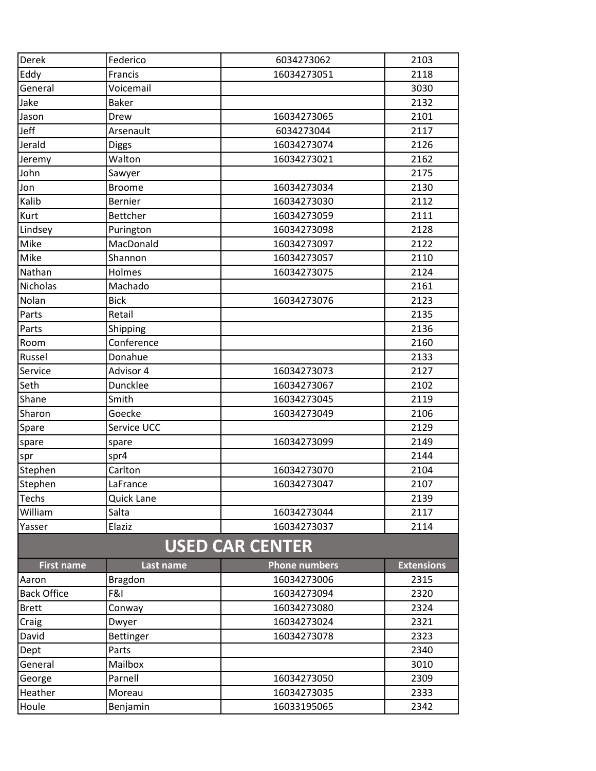| | | | |
|---|---|---|---|
| Derek | Federico | 6034273062 | 2103 |
| Eddy | Francis | 16034273051 | 2118 |
| General | Voicemail | | 3030 |
| Jake | Baker | | 2132 |
| Jason | Drew | 16034273065 | 2101 |
| Jeff | Arsenault | 6034273044 | 2117 |
| Jerald | Diggs | 16034273074 | 2126 |
| Jeremy | Walton | 16034273021 | 2162 |
| John | Sawyer | | 2175 |
| Jon | Broome | 16034273034 | 2130 |
| Kalib | Bernier | 16034273030 | 2112 |
| Kurt | Bettcher | 16034273059 | 2111 |
| Lindsey | Purington | 16034273098 | 2128 |
| Mike | MacDonald | 16034273097 | 2122 |
| Mike | Shannon | 16034273057 | 2110 |
| Nathan | Holmes | 16034273075 | 2124 |
| Nicholas | Machado | | 2161 |
| Nolan | Bick | 16034273076 | 2123 |
| Parts | Retail | | 2135 |
| Parts | Shipping | | 2136 |
| Room | Conference | | 2160 |
| Russel | Donahue | | 2133 |
| Service | Advisor 4 | 16034273073 | 2127 |
| Seth | Duncklee | 16034273067 | 2102 |
| Shane | Smith | 16034273045 | 2119 |
| Sharon | Goecke | 16034273049 | 2106 |
| Spare | Service UCC | | 2129 |
| spare | spare | 16034273099 | 2149 |
| spr | spr4 | | 2144 |
| Stephen | Carlton | 16034273070 | 2104 |
| Stephen | LaFrance | 16034273047 | 2107 |
| Techs | Quick Lane | | 2139 |
| William | Salta | 16034273044 | 2117 |
| Yasser | Elaziz | 16034273037 | 2114 |

## USED CAR CENTER

| First name | Last name | Phone numbers | Extensions |
|---|---|---|---|
| Aaron | Bragdon | 16034273006 | 2315 |
| Back Office | F&I | 16034273094 | 2320 |
| Brett | Conway | 16034273080 | 2324 |
| Craig | Dwyer | 16034273024 | 2321 |
| David | Bettinger | 16034273078 | 2323 |
| Dept | Parts | | 2340 |
| General | Mailbox | | 3010 |
| George | Parnell | 16034273050 | 2309 |
| Heather | Moreau | 16034273035 | 2333 |
| Houle | Benjamin | 16033195065 | 2342 |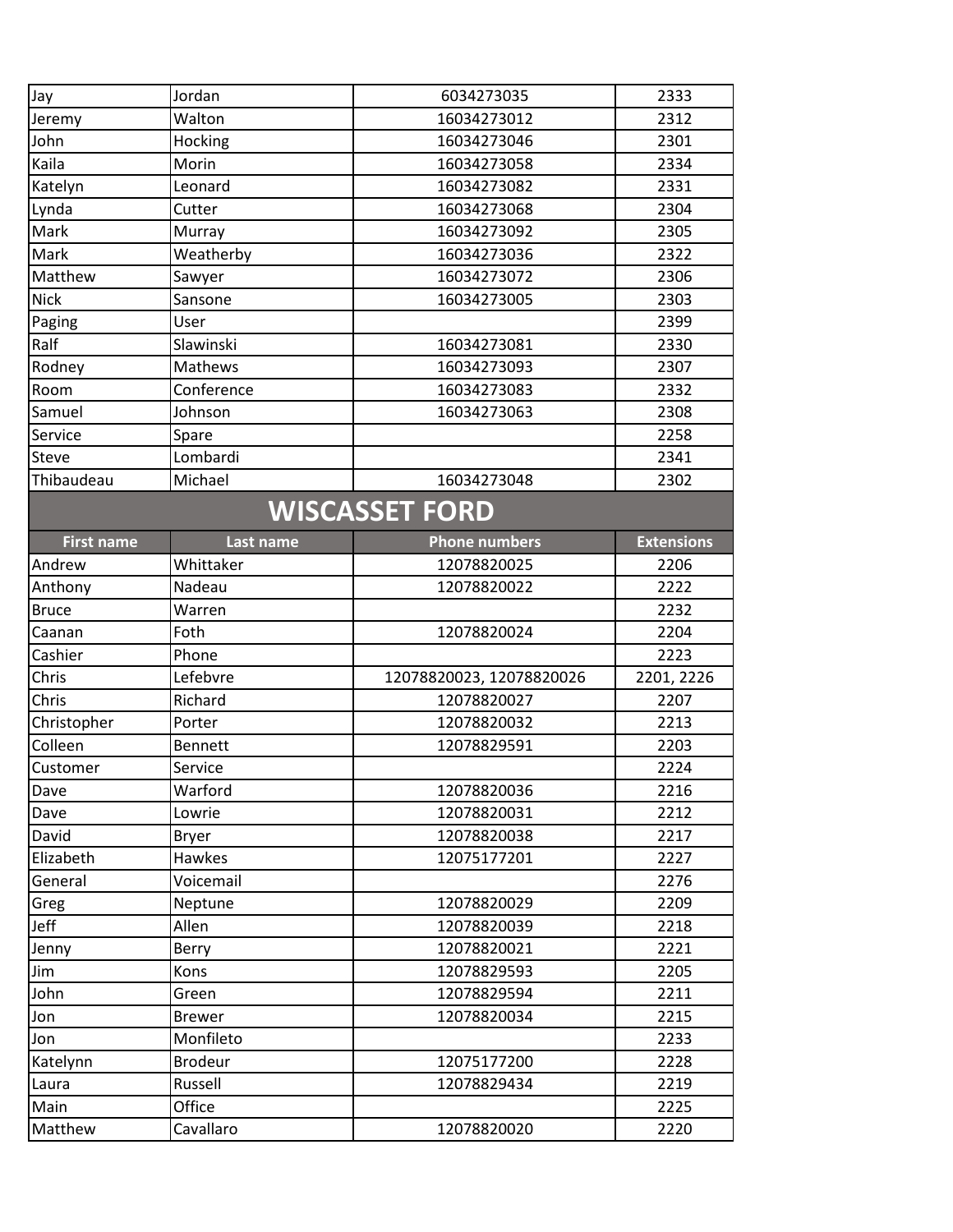| | | | |
|---|---|---|---|
| Jay | Jordan | 6034273035 | 2333 |
| Jeremy | Walton | 16034273012 | 2312 |
| John | Hocking | 16034273046 | 2301 |
| Kaila | Morin | 16034273058 | 2334 |
| Katelyn | Leonard | 16034273082 | 2331 |
| Lynda | Cutter | 16034273068 | 2304 |
| Mark | Murray | 16034273092 | 2305 |
| Mark | Weatherby | 16034273036 | 2322 |
| Matthew | Sawyer | 16034273072 | 2306 |
| Nick | Sansone | 16034273005 | 2303 |
| Paging | User | | 2399 |
| Ralf | Slawinski | 16034273081 | 2330 |
| Rodney | Mathews | 16034273093 | 2307 |
| Room | Conference | 16034273083 | 2332 |
| Samuel | Johnson | 16034273063 | 2308 |
| Service | Spare | | 2258 |
| Steve | Lombardi | | 2341 |
| Thibaudeau | Michael | 16034273048 | 2302 |

## WISCASSET FORD

| First name | Last name | Phone numbers | Extensions |
|---|---|---|---|
| Andrew | Whittaker | 12078820025 | 2206 |
| Anthony | Nadeau | 12078820022 | 2222 |
| Bruce | Warren | | 2232 |
| Caanan | Foth | 12078820024 | 2204 |
| Cashier | Phone | | 2223 |
| Chris | Lefebvre | 12078820023, 12078820026 | 2201, 2226 |
| Chris | Richard | 12078820027 | 2207 |
| Christopher | Porter | 12078820032 | 2213 |
| Colleen | Bennett | 12078829591 | 2203 |
| Customer | Service | | 2224 |
| Dave | Warford | 12078820036 | 2216 |
| Dave | Lowrie | 12078820031 | 2212 |
| David | Bryer | 12078820038 | 2217 |
| Elizabeth | Hawkes | 12075177201 | 2227 |
| General | Voicemail | | 2276 |
| Greg | Neptune | 12078820029 | 2209 |
| Jeff | Allen | 12078820039 | 2218 |
| Jenny | Berry | 12078820021 | 2221 |
| Jim | Kons | 12078829593 | 2205 |
| John | Green | 12078829594 | 2211 |
| Jon | Brewer | 12078820034 | 2215 |
| Jon | Monfileto | | 2233 |
| Katelynn | Brodeur | 12075177200 | 2228 |
| Laura | Russell | 12078829434 | 2219 |
| Main | Office | | 2225 |
| Matthew | Cavallaro | 12078820020 | 2220 |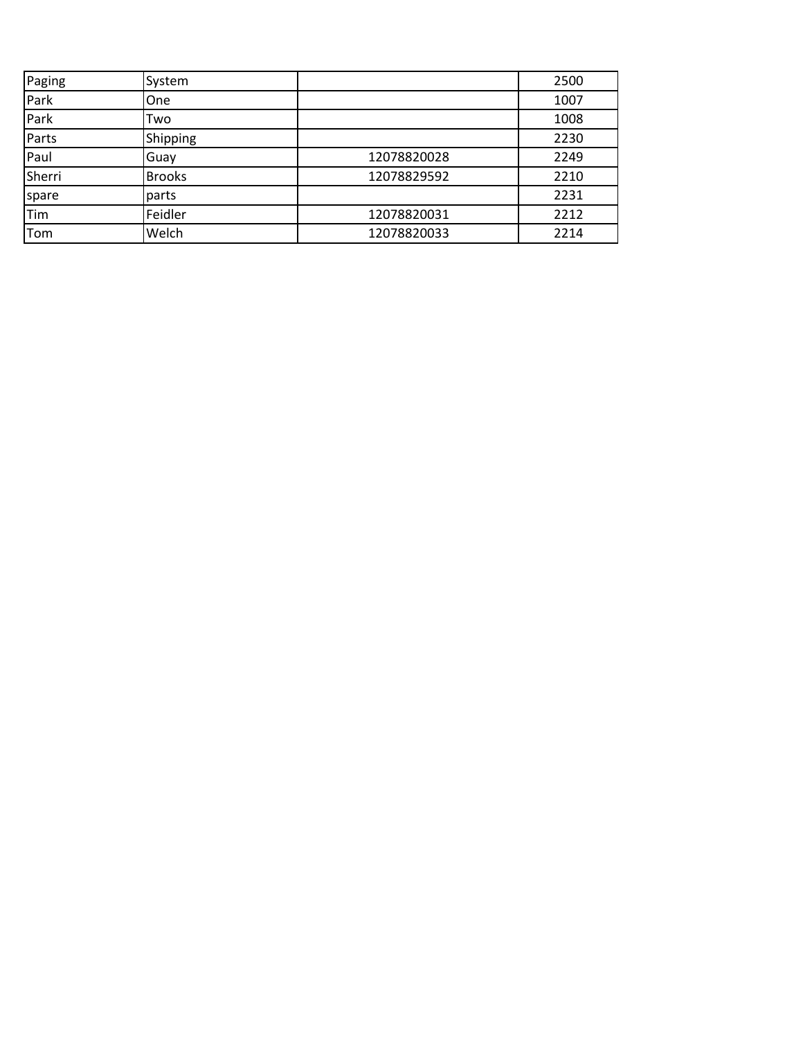| | | | |
|---|---|---|---|
| Paging | System | | 2500 |
| Park | One | | 1007 |
| Park | Two | | 1008 |
| Parts | Shipping | | 2230 |
| Paul | Guay | 12078820028 | 2249 |
| Sherri | Brooks | 12078829592 | 2210 |
| spare | parts | | 2231 |
| Tim | Feidler | 12078820031 | 2212 |
| Tom | Welch | 12078820033 | 2214 |